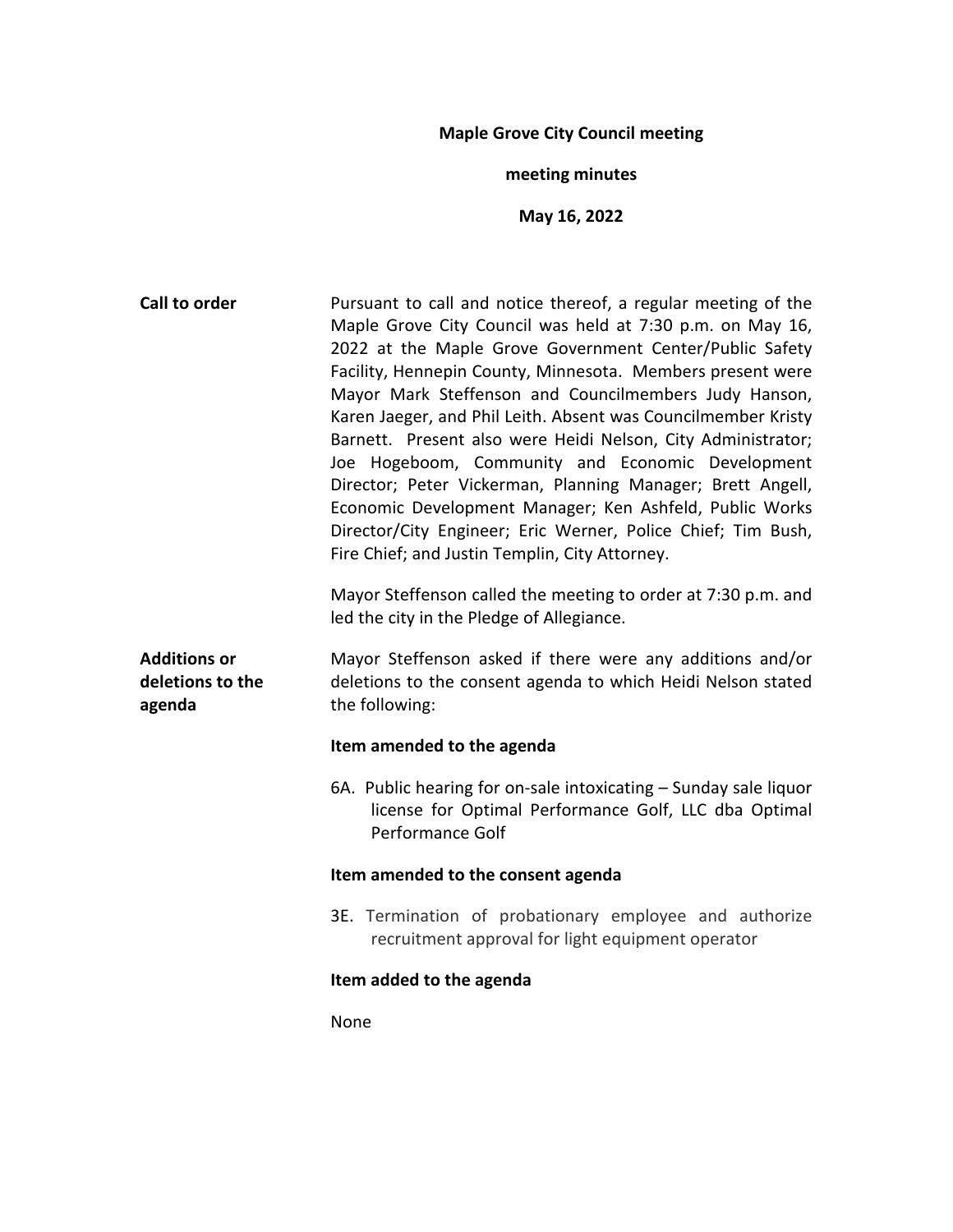**Maple Grove City Council meeting**

**meeting minutes**

**May 16, 2022**

**Call to order**

Pursuant to call and notice thereof, a regular meeting of the Maple Grove City Council was held at 7:30 p.m. on May 16, 2022 at the Maple Grove Government Center/Public Safety Facility, Hennepin County, Minnesota. Members present were Mayor Mark Steffenson and Councilmembers Judy Hanson, Karen Jaeger, and Phil Leith. Absent was Councilmember Kristy Barnett. Present also were Heidi Nelson, City Administrator; Joe Hogeboom, Community and Economic Development Director; Peter Vickerman, Planning Manager; Brett Angell, Economic Development Manager; Ken Ashfeld, Public Works Director/City Engineer; Eric Werner, Police Chief; Tim Bush, Fire Chief; and Justin Templin, City Attorney.

Mayor Steffenson called the meeting to order at 7:30 p.m. and led the city in the Pledge of Allegiance.

**Additions or deletions to the agenda**

Mayor Steffenson asked if there were any additions and/or deletions to the consent agenda to which Heidi Nelson stated the following:

**Item amended to the agenda**

6A. Public hearing for on-sale intoxicating – Sunday sale liquor license for Optimal Performance Golf, LLC dba Optimal Performance Golf

**Item amended to the consent agenda**

3E. Termination of probationary employee and authorize recruitment approval for light equipment operator

**Item added to the agenda**

None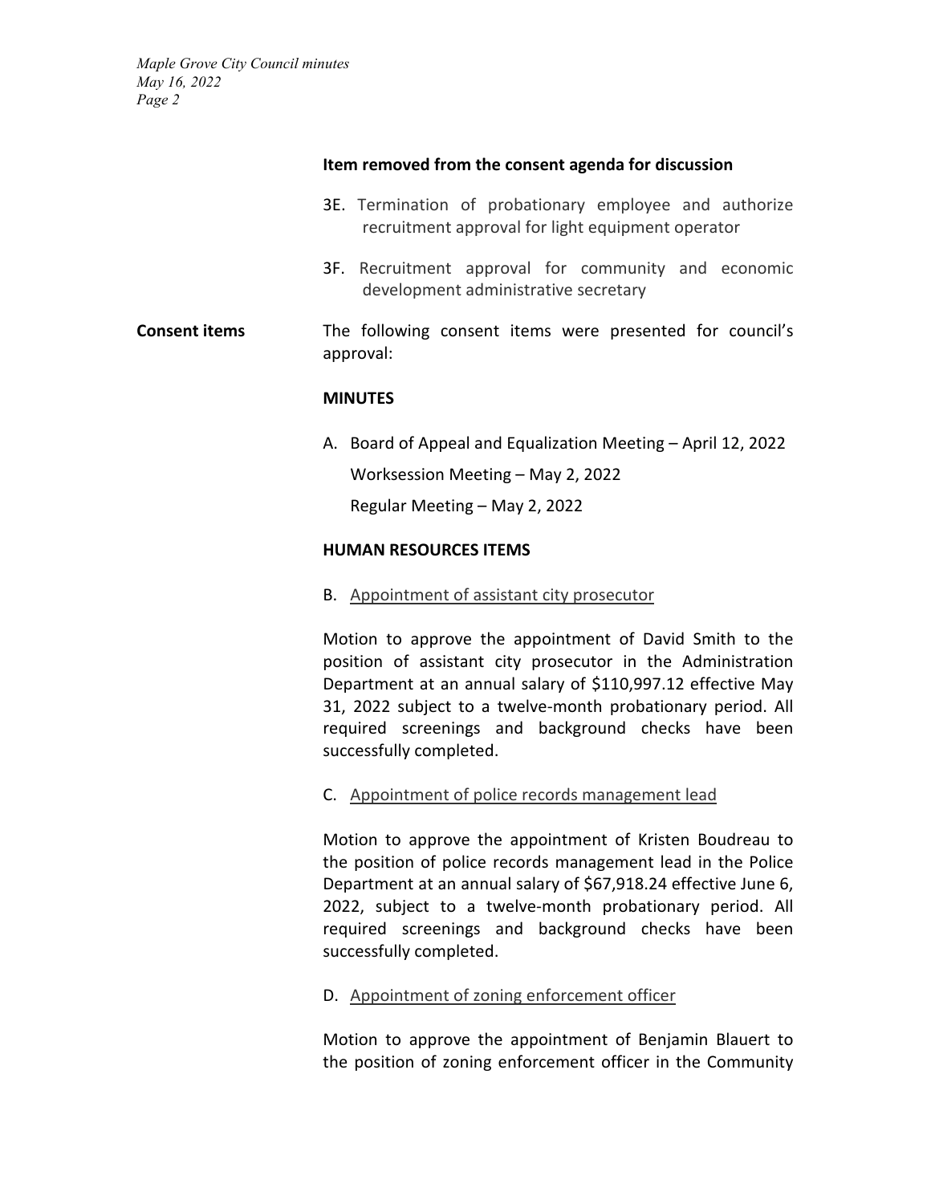**Item removed from the consent agenda for discussion**

3E. Termination of probationary employee and authorize recruitment approval for light equipment operator

3F. Recruitment approval for community and economic development administrative secretary

**Consent items**

The following consent items were presented for council's approval:

**MINUTES**

A. Board of Appeal and Equalization Meeting – April 12, 2022

Worksession Meeting – May 2, 2022

Regular Meeting – May 2, 2022

**HUMAN RESOURCES ITEMS**

B. Appointment of assistant city prosecutor

Motion to approve the appointment of David Smith to the position of assistant city prosecutor in the Administration Department at an annual salary of $110,997.12 effective May 31, 2022 subject to a twelve-month probationary period. All required screenings and background checks have been successfully completed.

C. Appointment of police records management lead

Motion to approve the appointment of Kristen Boudreau to the position of police records management lead in the Police Department at an annual salary of $67,918.24 effective June 6, 2022, subject to a twelve-month probationary period. All required screenings and background checks have been successfully completed.

D. Appointment of zoning enforcement officer

Motion to approve the appointment of Benjamin Blauert to the position of zoning enforcement officer in the Community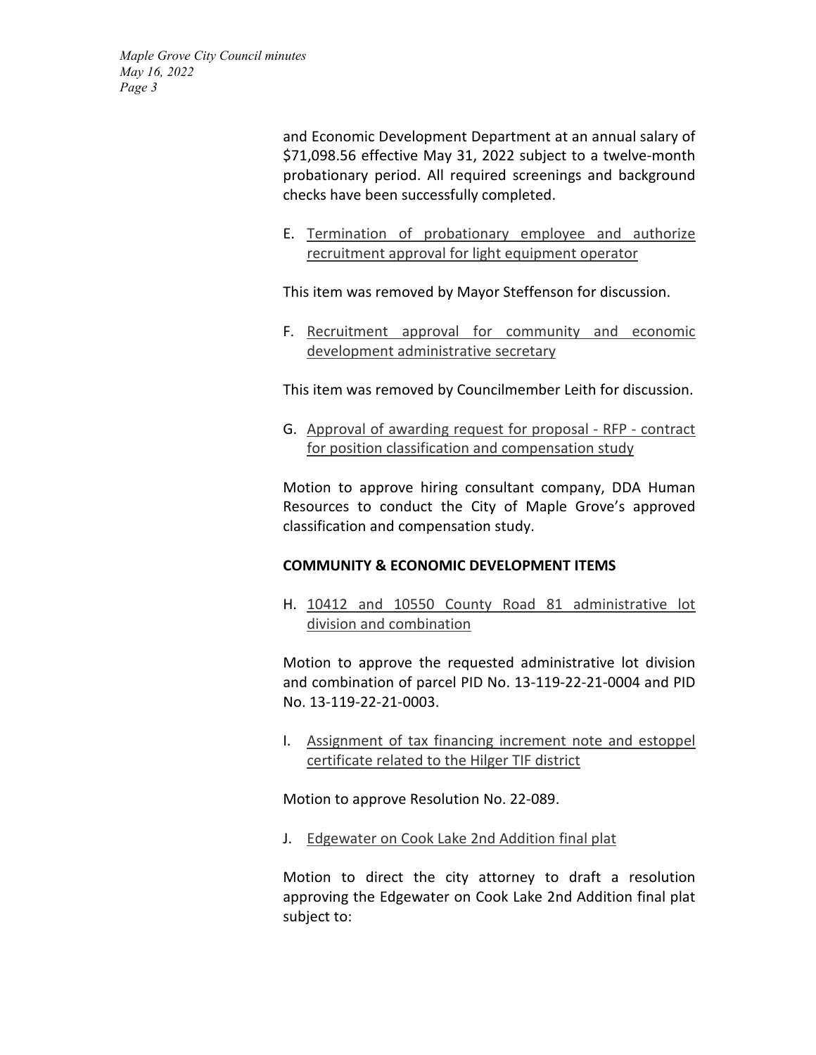and Economic Development Department at an annual salary of $71,098.56 effective May 31, 2022 subject to a twelve-month probationary period. All required screenings and background checks have been successfully completed.

E. Termination of probationary employee and authorize recruitment approval for light equipment operator

This item was removed by Mayor Steffenson for discussion.

F. Recruitment approval for community and economic development administrative secretary

This item was removed by Councilmember Leith for discussion.

G. Approval of awarding request for proposal - RFP - contract for position classification and compensation study

Motion to approve hiring consultant company, DDA Human Resources to conduct the City of Maple Grove's approved classification and compensation study.

**COMMUNITY & ECONOMIC DEVELOPMENT ITEMS**

H. 10412 and 10550 County Road 81 administrative lot division and combination

Motion to approve the requested administrative lot division and combination of parcel PID No. 13-119-22-21-0004 and PID No. 13-119-22-21-0003.

I. Assignment of tax financing increment note and estoppel certificate related to the Hilger TIF district

Motion to approve Resolution No. 22-089.

J. Edgewater on Cook Lake 2nd Addition final plat

Motion to direct the city attorney to draft a resolution approving the Edgewater on Cook Lake 2nd Addition final plat subject to: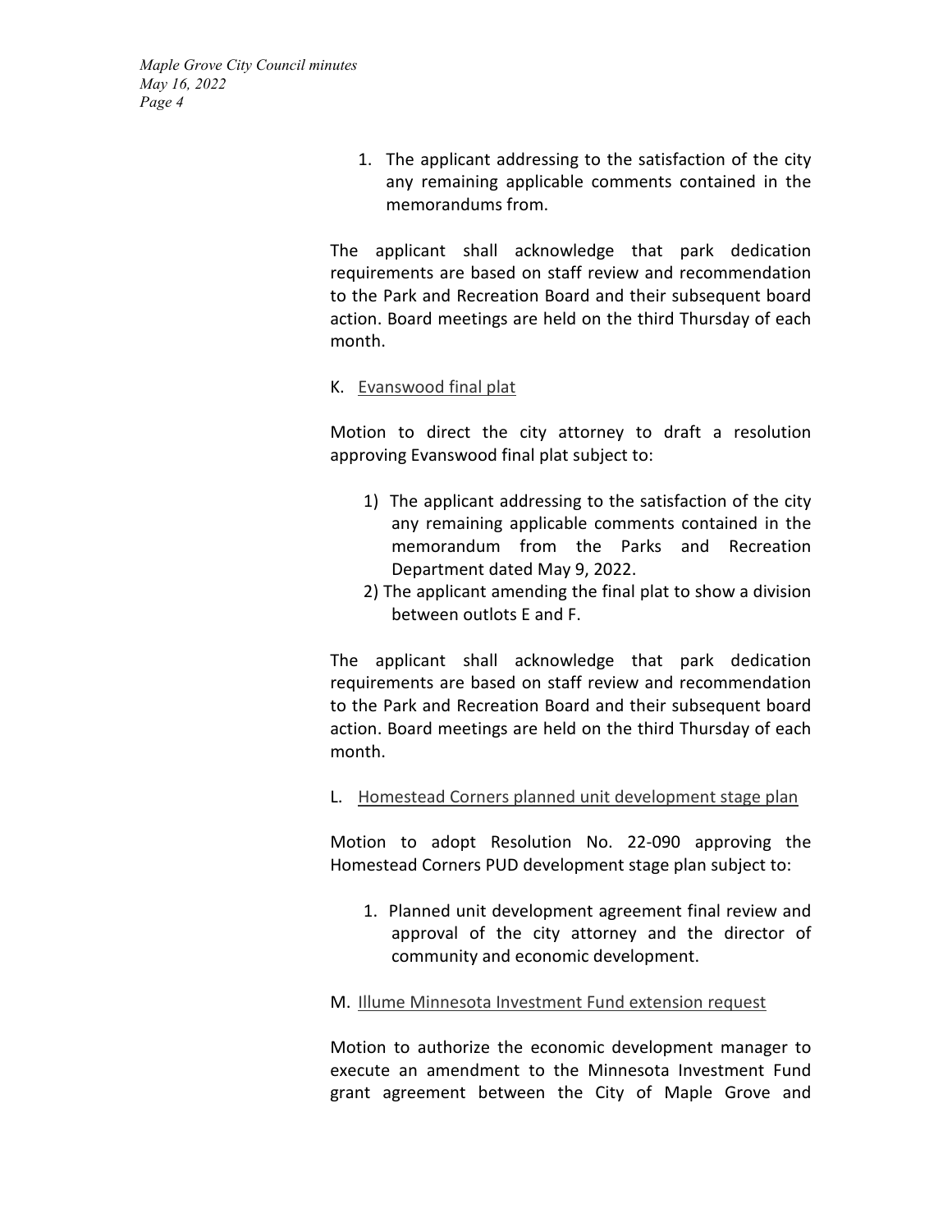1. The applicant addressing to the satisfaction of the city any remaining applicable comments contained in the memorandums from.

The applicant shall acknowledge that park dedication requirements are based on staff review and recommendation to the Park and Recreation Board and their subsequent board action. Board meetings are held on the third Thursday of each month.

K. Evanswood final plat

Motion to direct the city attorney to draft a resolution approving Evanswood final plat subject to:

1) The applicant addressing to the satisfaction of the city any remaining applicable comments contained in the memorandum from the Parks and Recreation Department dated May 9, 2022.
2) The applicant amending the final plat to show a division between outlots E and F.

The applicant shall acknowledge that park dedication requirements are based on staff review and recommendation to the Park and Recreation Board and their subsequent board action. Board meetings are held on the third Thursday of each month.

L. Homestead Corners planned unit development stage plan

Motion to adopt Resolution No. 22-090 approving the Homestead Corners PUD development stage plan subject to:

1. Planned unit development agreement final review and approval of the city attorney and the director of community and economic development.

M. Illume Minnesota Investment Fund extension request

Motion to authorize the economic development manager to execute an amendment to the Minnesota Investment Fund grant agreement between the City of Maple Grove and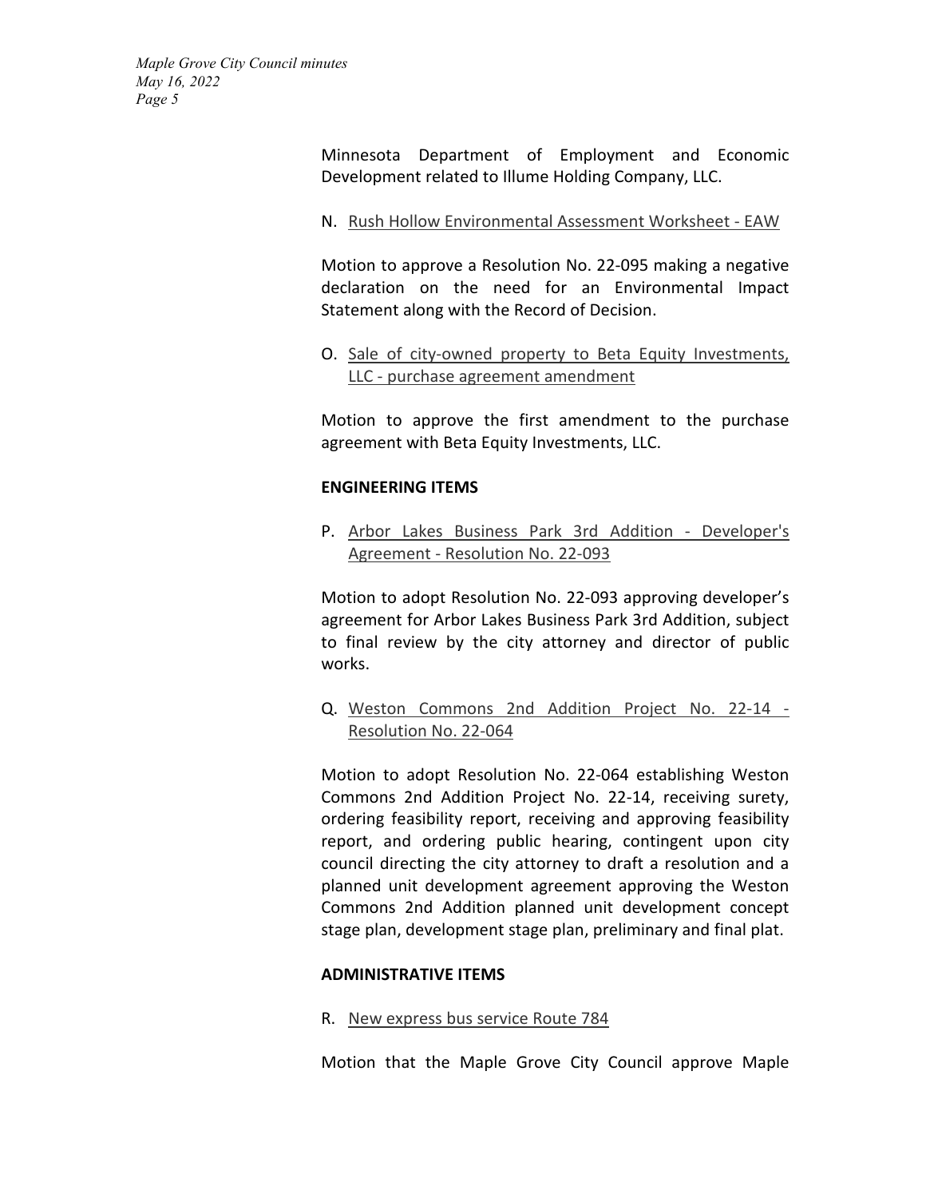Minnesota Department of Employment and Economic Development related to Illume Holding Company, LLC.

N. Rush Hollow Environmental Assessment Worksheet - EAW

Motion to approve a Resolution No. 22-095 making a negative declaration on the need for an Environmental Impact Statement along with the Record of Decision.

O. Sale of city-owned property to Beta Equity Investments, LLC - purchase agreement amendment

Motion to approve the first amendment to the purchase agreement with Beta Equity Investments, LLC.

**ENGINEERING ITEMS**

P. Arbor Lakes Business Park 3rd Addition - Developer's Agreement - Resolution No. 22-093

Motion to adopt Resolution No. 22-093 approving developer's agreement for Arbor Lakes Business Park 3rd Addition, subject to final review by the city attorney and director of public works.

Q. Weston Commons 2nd Addition Project No. 22-14 - Resolution No. 22-064

Motion to adopt Resolution No. 22-064 establishing Weston Commons 2nd Addition Project No. 22-14, receiving surety, ordering feasibility report, receiving and approving feasibility report, and ordering public hearing, contingent upon city council directing the city attorney to draft a resolution and a planned unit development agreement approving the Weston Commons 2nd Addition planned unit development concept stage plan, development stage plan, preliminary and final plat.

**ADMINISTRATIVE ITEMS**

R. New express bus service Route 784

Motion that the Maple Grove City Council approve Maple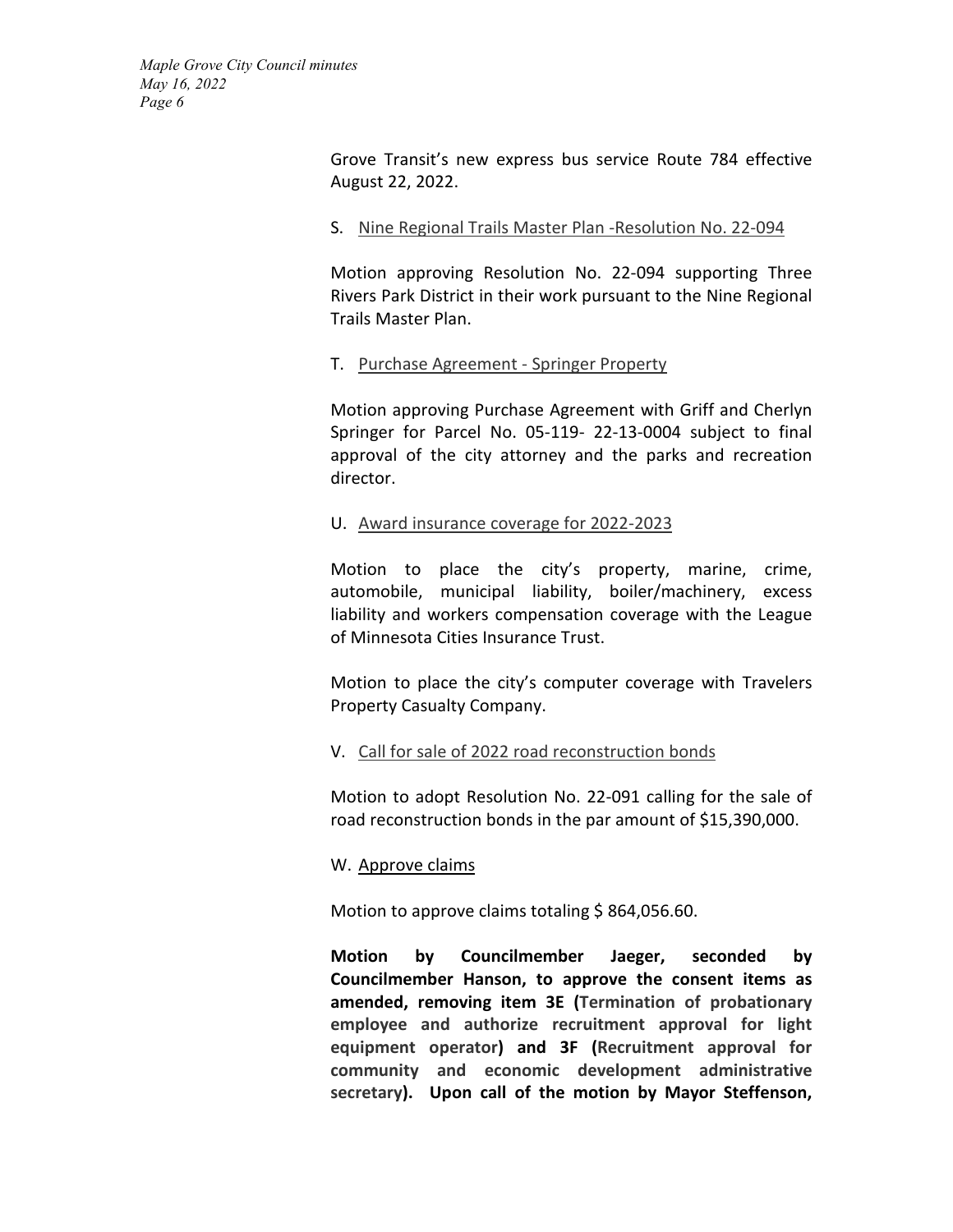Grove Transit's new express bus service Route 784 effective August 22, 2022.

S. Nine Regional Trails Master Plan -Resolution No. 22-094

Motion approving Resolution No. 22-094 supporting Three Rivers Park District in their work pursuant to the Nine Regional Trails Master Plan.

T. Purchase Agreement - Springer Property

Motion approving Purchase Agreement with Griff and Cherlyn Springer for Parcel No. 05-119- 22-13-0004 subject to final approval of the city attorney and the parks and recreation director.

U. Award insurance coverage for 2022-2023

Motion to place the city's property, marine, crime, automobile, municipal liability, boiler/machinery, excess liability and workers compensation coverage with the League of Minnesota Cities Insurance Trust.

Motion to place the city's computer coverage with Travelers Property Casualty Company.

V. Call for sale of 2022 road reconstruction bonds

Motion to adopt Resolution No. 22-091 calling for the sale of road reconstruction bonds in the par amount of $15,390,000.

W. Approve claims

Motion to approve claims totaling $ 864,056.60.

**Motion by Councilmember Jaeger, seconded by Councilmember Hanson, to approve the consent items as amended, removing item 3E (Termination of probationary employee and authorize recruitment approval for light equipment operator) and 3F (Recruitment approval for community and economic development administrative secretary). Upon call of the motion by Mayor Steffenson,**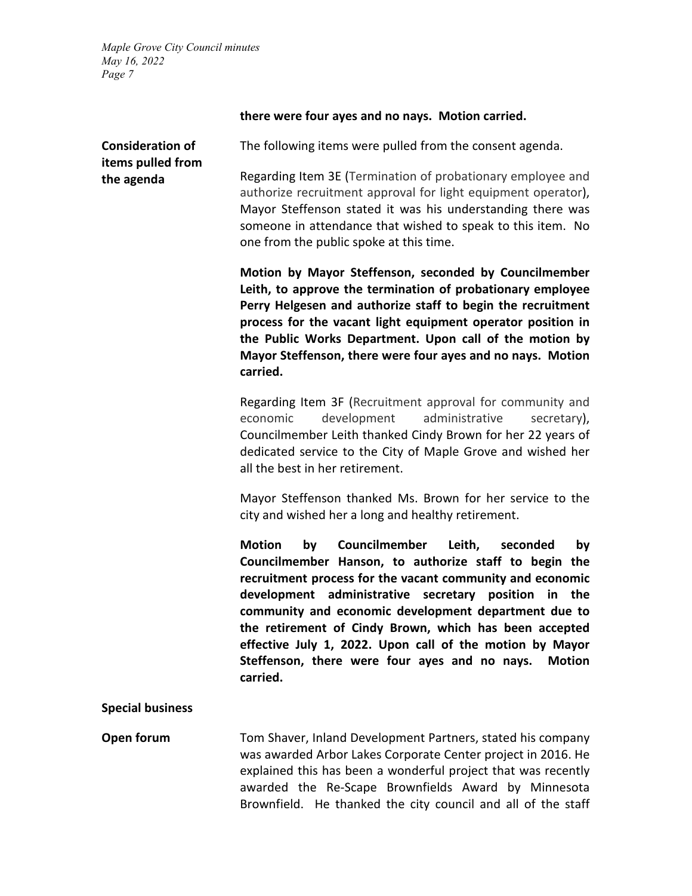**there were four ayes and no nays. Motion carried.**

**Consideration of items pulled from the agenda**

The following items were pulled from the consent agenda.

Regarding Item 3E (Termination of probationary employee and authorize recruitment approval for light equipment operator), Mayor Steffenson stated it was his understanding there was someone in attendance that wished to speak to this item. No one from the public spoke at this time.

**Motion by Mayor Steffenson, seconded by Councilmember Leith, to approve the termination of probationary employee Perry Helgesen and authorize staff to begin the recruitment process for the vacant light equipment operator position in the Public Works Department. Upon call of the motion by Mayor Steffenson, there were four ayes and no nays. Motion carried.**

Regarding Item 3F (Recruitment approval for community and economic development administrative secretary), Councilmember Leith thanked Cindy Brown for her 22 years of dedicated service to the City of Maple Grove and wished her all the best in her retirement.

Mayor Steffenson thanked Ms. Brown for her service to the city and wished her a long and healthy retirement.

**Motion by Councilmember Leith, seconded by Councilmember Hanson, to authorize staff to begin the recruitment process for the vacant community and economic development administrative secretary position in the community and economic development department due to the retirement of Cindy Brown, which has been accepted effective July 1, 2022. Upon call of the motion by Mayor Steffenson, there were four ayes and no nays. Motion carried.**

**Special business**

**Open forum**

Tom Shaver, Inland Development Partners, stated his company was awarded Arbor Lakes Corporate Center project in 2016. He explained this has been a wonderful project that was recently awarded the Re-Scape Brownfields Award by Minnesota Brownfield. He thanked the city council and all of the staff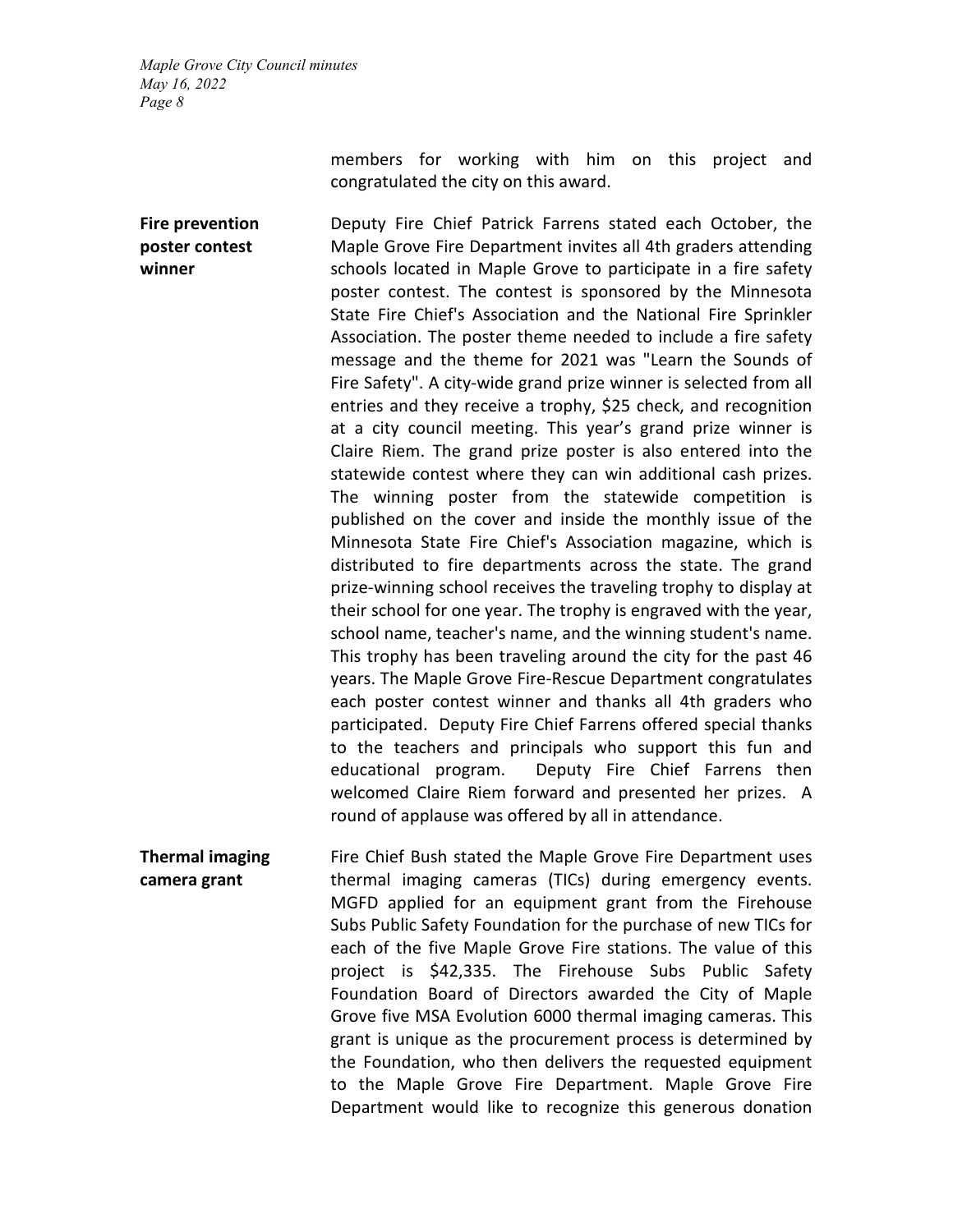members for working with him on this project and congratulated the city on this award.

**Fire prevention poster contest winner**

Deputy Fire Chief Patrick Farrens stated each October, the Maple Grove Fire Department invites all 4th graders attending schools located in Maple Grove to participate in a fire safety poster contest. The contest is sponsored by the Minnesota State Fire Chief's Association and the National Fire Sprinkler Association. The poster theme needed to include a fire safety message and the theme for 2021 was "Learn the Sounds of Fire Safety". A city-wide grand prize winner is selected from all entries and they receive a trophy, $25 check, and recognition at a city council meeting. This year's grand prize winner is Claire Riem. The grand prize poster is also entered into the statewide contest where they can win additional cash prizes. The winning poster from the statewide competition is published on the cover and inside the monthly issue of the Minnesota State Fire Chief's Association magazine, which is distributed to fire departments across the state. The grand prize-winning school receives the traveling trophy to display at their school for one year. The trophy is engraved with the year, school name, teacher's name, and the winning student's name. This trophy has been traveling around the city for the past 46 years. The Maple Grove Fire-Rescue Department congratulates each poster contest winner and thanks all 4th graders who participated. Deputy Fire Chief Farrens offered special thanks to the teachers and principals who support this fun and educational program. Deputy Fire Chief Farrens then welcomed Claire Riem forward and presented her prizes. A round of applause was offered by all in attendance.

**Thermal imaging camera grant**

Fire Chief Bush stated the Maple Grove Fire Department uses thermal imaging cameras (TICs) during emergency events. MGFD applied for an equipment grant from the Firehouse Subs Public Safety Foundation for the purchase of new TICs for each of the five Maple Grove Fire stations. The value of this project is $42,335. The Firehouse Subs Public Safety Foundation Board of Directors awarded the City of Maple Grove five MSA Evolution 6000 thermal imaging cameras. This grant is unique as the procurement process is determined by the Foundation, who then delivers the requested equipment to the Maple Grove Fire Department. Maple Grove Fire Department would like to recognize this generous donation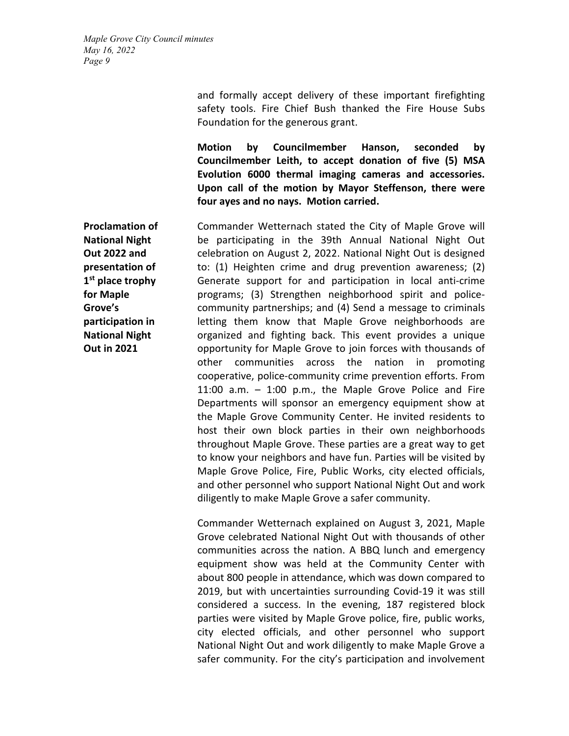and formally accept delivery of these important firefighting safety tools. Fire Chief Bush thanked the Fire House Subs Foundation for the generous grant.

**Motion by Councilmember Hanson, seconded by Councilmember Leith, to accept donation of five (5) MSA Evolution 6000 thermal imaging cameras and accessories. Upon call of the motion by Mayor Steffenson, there were four ayes and no nays. Motion carried.**

**Proclamation of National Night Out 2022 and presentation of 1st place trophy for Maple Grove's participation in National Night Out in 2021**

Commander Wetternach stated the City of Maple Grove will be participating in the 39th Annual National Night Out celebration on August 2, 2022. National Night Out is designed to: (1) Heighten crime and drug prevention awareness; (2) Generate support for and participation in local anti-crime programs; (3) Strengthen neighborhood spirit and police-community partnerships; and (4) Send a message to criminals letting them know that Maple Grove neighborhoods are organized and fighting back. This event provides a unique opportunity for Maple Grove to join forces with thousands of other communities across the nation in promoting cooperative, police-community crime prevention efforts. From 11:00 a.m. – 1:00 p.m., the Maple Grove Police and Fire Departments will sponsor an emergency equipment show at the Maple Grove Community Center. He invited residents to host their own block parties in their own neighborhoods throughout Maple Grove. These parties are a great way to get to know your neighbors and have fun. Parties will be visited by Maple Grove Police, Fire, Public Works, city elected officials, and other personnel who support National Night Out and work diligently to make Maple Grove a safer community.

Commander Wetternach explained on August 3, 2021, Maple Grove celebrated National Night Out with thousands of other communities across the nation. A BBQ lunch and emergency equipment show was held at the Community Center with about 800 people in attendance, which was down compared to 2019, but with uncertainties surrounding Covid-19 it was still considered a success. In the evening, 187 registered block parties were visited by Maple Grove police, fire, public works, city elected officials, and other personnel who support National Night Out and work diligently to make Maple Grove a safer community. For the city's participation and involvement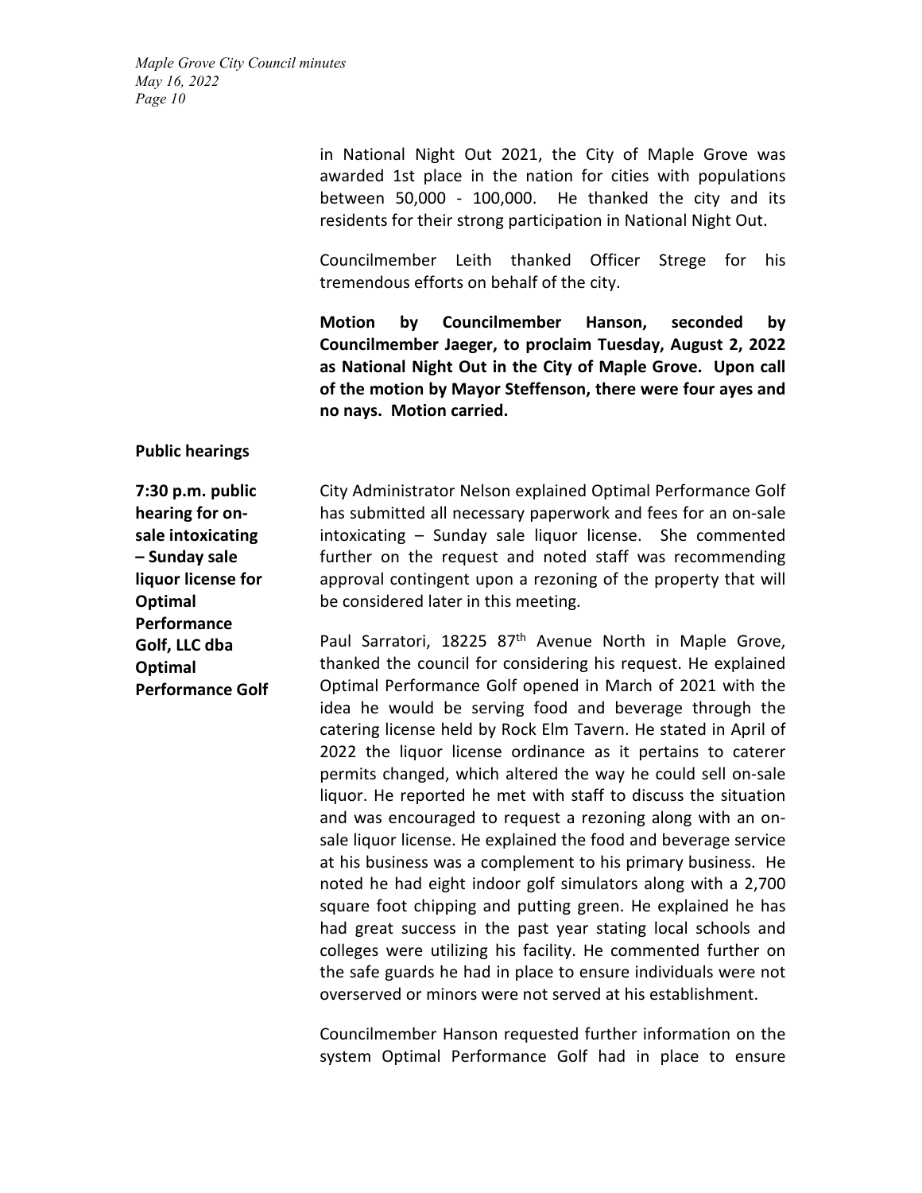in National Night Out 2021, the City of Maple Grove was awarded 1st place in the nation for cities with populations between 50,000 - 100,000. He thanked the city and its residents for their strong participation in National Night Out.

Councilmember Leith thanked Officer Strege for his tremendous efforts on behalf of the city.

**Motion by Councilmember Hanson, seconded by Councilmember Jaeger, to proclaim Tuesday, August 2, 2022 as National Night Out in the City of Maple Grove. Upon call of the motion by Mayor Steffenson, there were four ayes and no nays. Motion carried.**

**Public hearings**

**7:30 p.m. public hearing for on-sale intoxicating – Sunday sale liquor license for Optimal Performance Golf, LLC dba Optimal Performance Golf**

City Administrator Nelson explained Optimal Performance Golf has submitted all necessary paperwork and fees for an on-sale intoxicating – Sunday sale liquor license. She commented further on the request and noted staff was recommending approval contingent upon a rezoning of the property that will be considered later in this meeting.

Paul Sarratori, 18225 87th Avenue North in Maple Grove, thanked the council for considering his request. He explained Optimal Performance Golf opened in March of 2021 with the idea he would be serving food and beverage through the catering license held by Rock Elm Tavern. He stated in April of 2022 the liquor license ordinance as it pertains to caterer permits changed, which altered the way he could sell on-sale liquor. He reported he met with staff to discuss the situation and was encouraged to request a rezoning along with an on-sale liquor license. He explained the food and beverage service at his business was a complement to his primary business. He noted he had eight indoor golf simulators along with a 2,700 square foot chipping and putting green. He explained he has had great success in the past year stating local schools and colleges were utilizing his facility. He commented further on the safe guards he had in place to ensure individuals were not overserved or minors were not served at his establishment.

Councilmember Hanson requested further information on the system Optimal Performance Golf had in place to ensure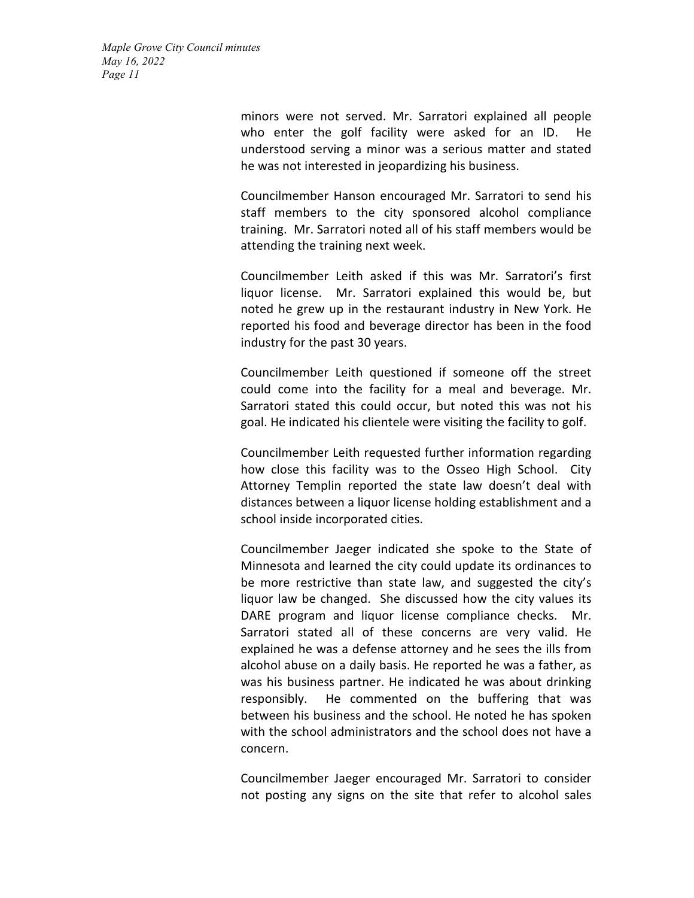minors were not served. Mr. Sarratori explained all people who enter the golf facility were asked for an ID. He understood serving a minor was a serious matter and stated he was not interested in jeopardizing his business.

Councilmember Hanson encouraged Mr. Sarratori to send his staff members to the city sponsored alcohol compliance training. Mr. Sarratori noted all of his staff members would be attending the training next week.

Councilmember Leith asked if this was Mr. Sarratori's first liquor license. Mr. Sarratori explained this would be, but noted he grew up in the restaurant industry in New York. He reported his food and beverage director has been in the food industry for the past 30 years.

Councilmember Leith questioned if someone off the street could come into the facility for a meal and beverage. Mr. Sarratori stated this could occur, but noted this was not his goal. He indicated his clientele were visiting the facility to golf.

Councilmember Leith requested further information regarding how close this facility was to the Osseo High School. City Attorney Templin reported the state law doesn't deal with distances between a liquor license holding establishment and a school inside incorporated cities.

Councilmember Jaeger indicated she spoke to the State of Minnesota and learned the city could update its ordinances to be more restrictive than state law, and suggested the city's liquor law be changed. She discussed how the city values its DARE program and liquor license compliance checks. Mr. Sarratori stated all of these concerns are very valid. He explained he was a defense attorney and he sees the ills from alcohol abuse on a daily basis. He reported he was a father, as was his business partner. He indicated he was about drinking responsibly. He commented on the buffering that was between his business and the school. He noted he has spoken with the school administrators and the school does not have a concern.

Councilmember Jaeger encouraged Mr. Sarratori to consider not posting any signs on the site that refer to alcohol sales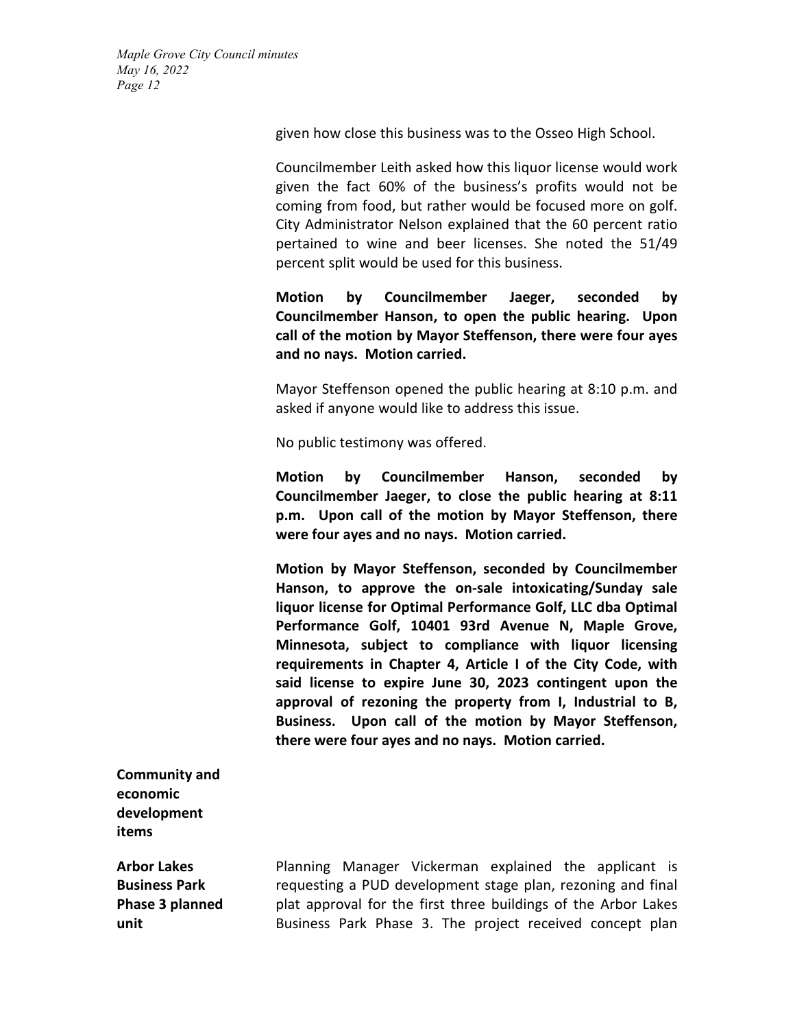given how close this business was to the Osseo High School.

Councilmember Leith asked how this liquor license would work given the fact 60% of the business's profits would not be coming from food, but rather would be focused more on golf. City Administrator Nelson explained that the 60 percent ratio pertained to wine and beer licenses. She noted the 51/49 percent split would be used for this business.

**Motion by Councilmember Jaeger, seconded by Councilmember Hanson, to open the public hearing. Upon call of the motion by Mayor Steffenson, there were four ayes and no nays. Motion carried.**

Mayor Steffenson opened the public hearing at 8:10 p.m. and asked if anyone would like to address this issue.

No public testimony was offered.

**Motion by Councilmember Hanson, seconded by Councilmember Jaeger, to close the public hearing at 8:11 p.m. Upon call of the motion by Mayor Steffenson, there were four ayes and no nays. Motion carried.**

**Motion by Mayor Steffenson, seconded by Councilmember Hanson, to approve the on-sale intoxicating/Sunday sale liquor license for Optimal Performance Golf, LLC dba Optimal Performance Golf, 10401 93rd Avenue N, Maple Grove, Minnesota, subject to compliance with liquor licensing requirements in Chapter 4, Article I of the City Code, with said license to expire June 30, 2023 contingent upon the approval of rezoning the property from I, Industrial to B, Business. Upon call of the motion by Mayor Steffenson, there were four ayes and no nays. Motion carried.**

**Community and economic development items**

**Arbor Lakes Business Park Phase 3 planned unit**

Planning Manager Vickerman explained the applicant is requesting a PUD development stage plan, rezoning and final plat approval for the first three buildings of the Arbor Lakes Business Park Phase 3. The project received concept plan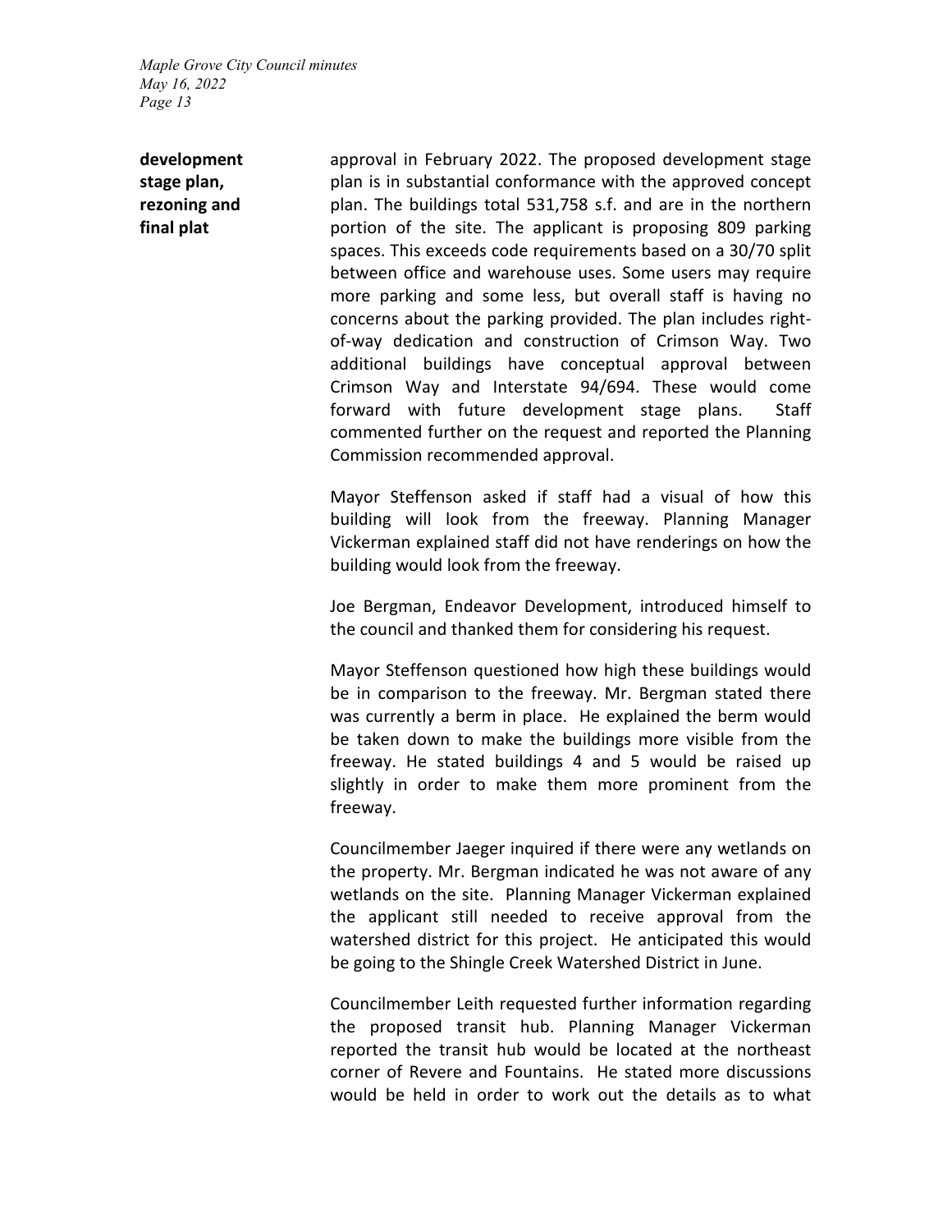**development stage plan, rezoning and final plat**

approval in February 2022. The proposed development stage plan is in substantial conformance with the approved concept plan. The buildings total 531,758 s.f. and are in the northern portion of the site. The applicant is proposing 809 parking spaces. This exceeds code requirements based on a 30/70 split between office and warehouse uses. Some users may require more parking and some less, but overall staff is having no concerns about the parking provided. The plan includes right-of-way dedication and construction of Crimson Way. Two additional buildings have conceptual approval between Crimson Way and Interstate 94/694. These would come forward with future development stage plans. Staff commented further on the request and reported the Planning Commission recommended approval.

Mayor Steffenson asked if staff had a visual of how this building will look from the freeway. Planning Manager Vickerman explained staff did not have renderings on how the building would look from the freeway.

Joe Bergman, Endeavor Development, introduced himself to the council and thanked them for considering his request.

Mayor Steffenson questioned how high these buildings would be in comparison to the freeway. Mr. Bergman stated there was currently a berm in place. He explained the berm would be taken down to make the buildings more visible from the freeway. He stated buildings 4 and 5 would be raised up slightly in order to make them more prominent from the freeway.

Councilmember Jaeger inquired if there were any wetlands on the property. Mr. Bergman indicated he was not aware of any wetlands on the site. Planning Manager Vickerman explained the applicant still needed to receive approval from the watershed district for this project. He anticipated this would be going to the Shingle Creek Watershed District in June.

Councilmember Leith requested further information regarding the proposed transit hub. Planning Manager Vickerman reported the transit hub would be located at the northeast corner of Revere and Fountains. He stated more discussions would be held in order to work out the details as to what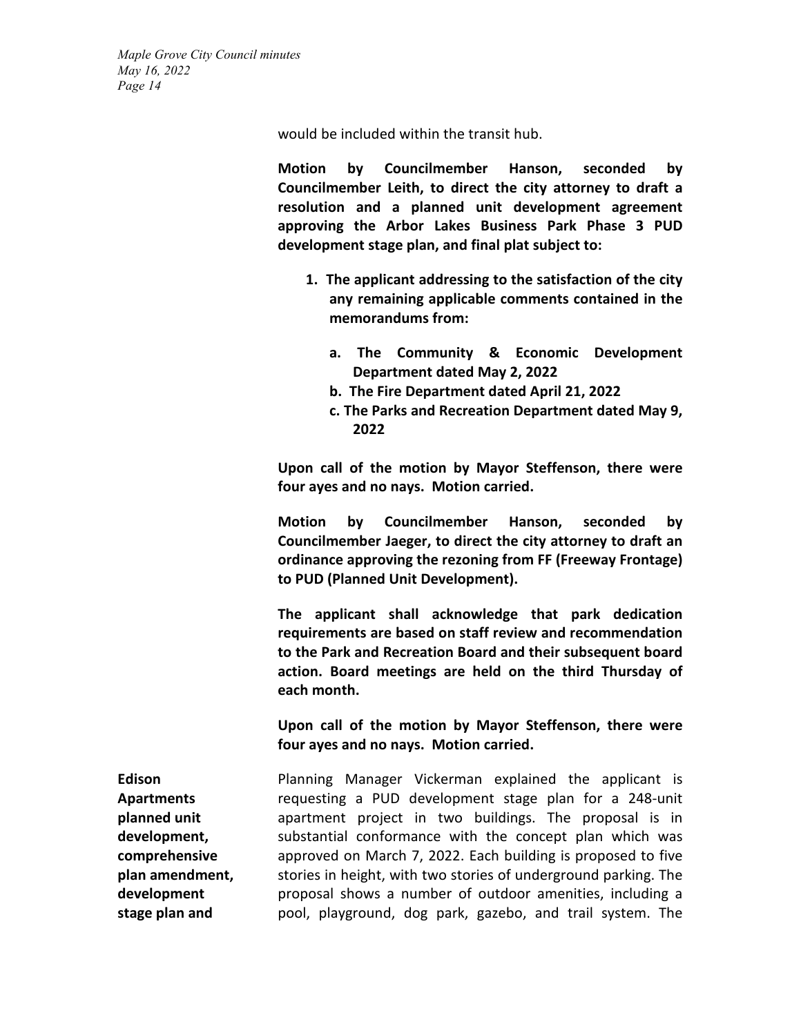would be included within the transit hub.

**Motion by Councilmember Hanson, seconded by Councilmember Leith, to direct the city attorney to draft a resolution and a planned unit development agreement approving the Arbor Lakes Business Park Phase 3 PUD development stage plan, and final plat subject to:**

1. **The applicant addressing to the satisfaction of the city any remaining applicable comments contained in the memorandums from:**
   a. **The Community & Economic Development Department dated May 2, 2022**
   b. **The Fire Department dated April 21, 2022**
   c. **The Parks and Recreation Department dated May 9, 2022**

**Upon call of the motion by Mayor Steffenson, there were four ayes and no nays. Motion carried.**

**Motion by Councilmember Hanson, seconded by Councilmember Jaeger, to direct the city attorney to draft an ordinance approving the rezoning from FF (Freeway Frontage) to PUD (Planned Unit Development).**

**The applicant shall acknowledge that park dedication requirements are based on staff review and recommendation to the Park and Recreation Board and their subsequent board action. Board meetings are held on the third Thursday of each month.**

**Upon call of the motion by Mayor Steffenson, there were four ayes and no nays. Motion carried.**

**Edison Apartments planned unit development, comprehensive plan amendment, development stage plan and**

Planning Manager Vickerman explained the applicant is requesting a PUD development stage plan for a 248-unit apartment project in two buildings. The proposal is in substantial conformance with the concept plan which was approved on March 7, 2022. Each building is proposed to five stories in height, with two stories of underground parking. The proposal shows a number of outdoor amenities, including a pool, playground, dog park, gazebo, and trail system. The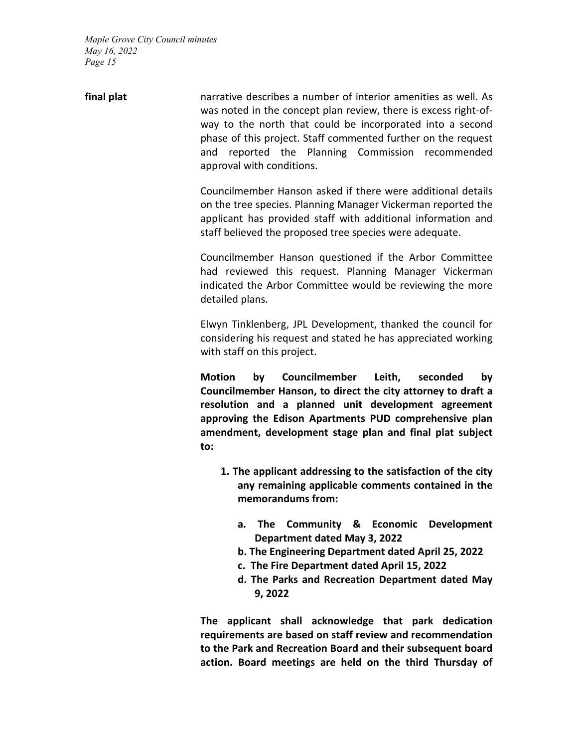**final plat**

narrative describes a number of interior amenities as well. As was noted in the concept plan review, there is excess right-of-way to the north that could be incorporated into a second phase of this project. Staff commented further on the request and reported the Planning Commission recommended approval with conditions.

Councilmember Hanson asked if there were additional details on the tree species. Planning Manager Vickerman reported the applicant has provided staff with additional information and staff believed the proposed tree species were adequate.

Councilmember Hanson questioned if the Arbor Committee had reviewed this request. Planning Manager Vickerman indicated the Arbor Committee would be reviewing the more detailed plans.

Elwyn Tinklenberg, JPL Development, thanked the council for considering his request and stated he has appreciated working with staff on this project.

**Motion by Councilmember Leith, seconded by Councilmember Hanson, to direct the city attorney to draft a resolution and a planned unit development agreement approving the Edison Apartments PUD comprehensive plan amendment, development stage plan and final plat subject to:**

1. **The applicant addressing to the satisfaction of the city any remaining applicable comments contained in the memorandums from:**
   - **a. The Community & Economic Development Department dated May 3, 2022**
   - **b. The Engineering Department dated April 25, 2022**
   - **c. The Fire Department dated April 15, 2022**
   - **d. The Parks and Recreation Department dated May 9, 2022**

**The applicant shall acknowledge that park dedication requirements are based on staff review and recommendation to the Park and Recreation Board and their subsequent board action. Board meetings are held on the third Thursday of**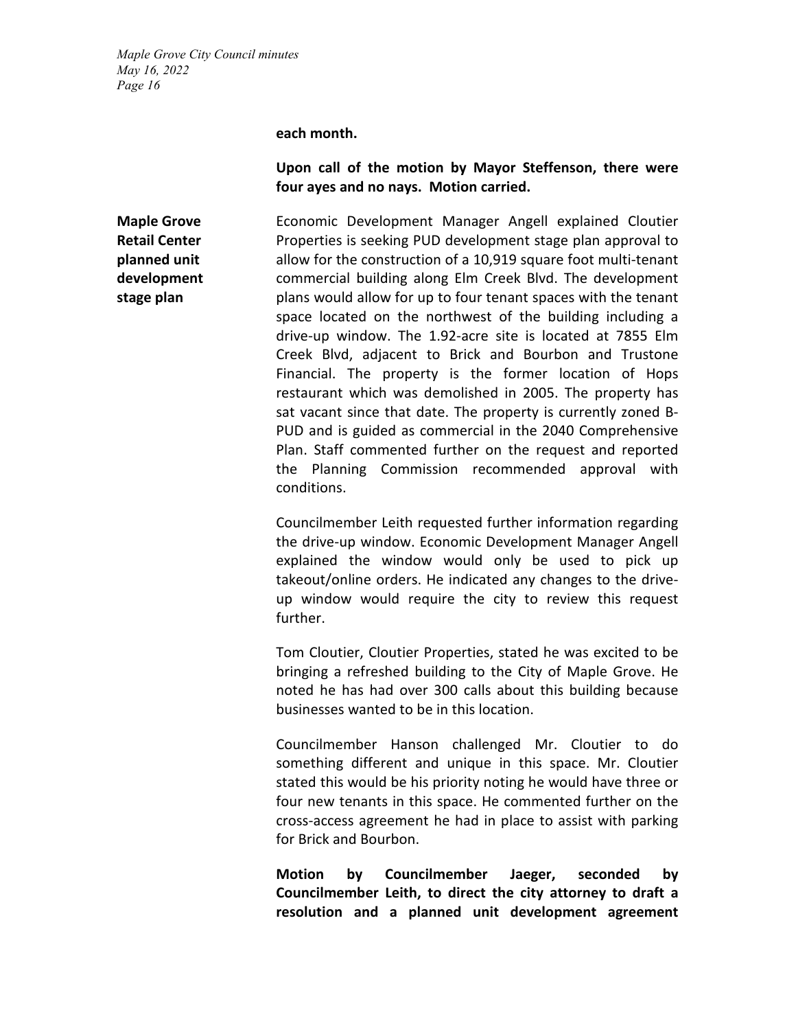**each month.**

**Upon call of the motion by Mayor Steffenson, there were four ayes and no nays. Motion carried.**

**Maple Grove Retail Center planned unit development stage plan**

Economic Development Manager Angell explained Cloutier Properties is seeking PUD development stage plan approval to allow for the construction of a 10,919 square foot multi-tenant commercial building along Elm Creek Blvd. The development plans would allow for up to four tenant spaces with the tenant space located on the northwest of the building including a drive-up window. The 1.92-acre site is located at 7855 Elm Creek Blvd, adjacent to Brick and Bourbon and Trustone Financial. The property is the former location of Hops restaurant which was demolished in 2005. The property has sat vacant since that date. The property is currently zoned B-PUD and is guided as commercial in the 2040 Comprehensive Plan. Staff commented further on the request and reported the Planning Commission recommended approval with conditions.

Councilmember Leith requested further information regarding the drive-up window. Economic Development Manager Angell explained the window would only be used to pick up takeout/online orders. He indicated any changes to the drive-up window would require the city to review this request further.

Tom Cloutier, Cloutier Properties, stated he was excited to be bringing a refreshed building to the City of Maple Grove. He noted he has had over 300 calls about this building because businesses wanted to be in this location.

Councilmember Hanson challenged Mr. Cloutier to do something different and unique in this space. Mr. Cloutier stated this would be his priority noting he would have three or four new tenants in this space. He commented further on the cross-access agreement he had in place to assist with parking for Brick and Bourbon.

**Motion by Councilmember Jaeger, seconded by Councilmember Leith, to direct the city attorney to draft a resolution and a planned unit development agreement**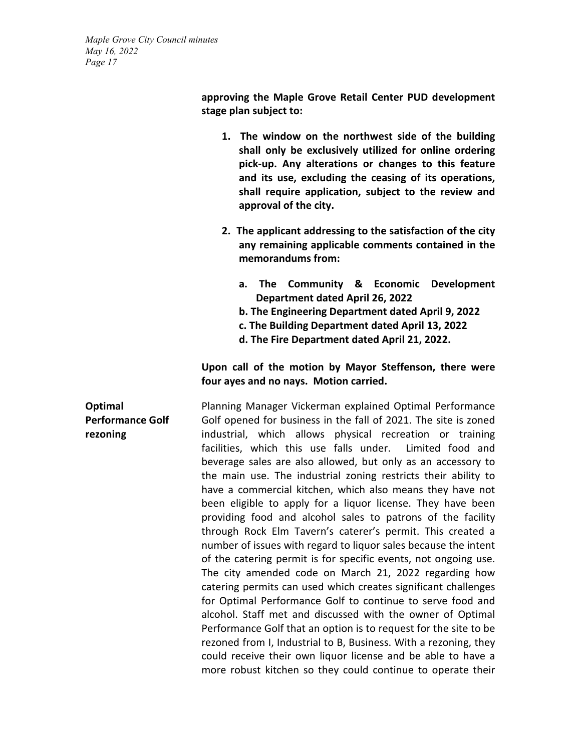**approving the Maple Grove Retail Center PUD development stage plan subject to:**

1. **The window on the northwest side of the building shall only be exclusively utilized for online ordering pick-up. Any alterations or changes to this feature and its use, excluding the ceasing of its operations, shall require application, subject to the review and approval of the city.**

2. **The applicant addressing to the satisfaction of the city any remaining applicable comments contained in the memorandums from:**

   a. **The Community & Economic Development Department dated April 26, 2022**
   b. **The Engineering Department dated April 9, 2022**
   c. **The Building Department dated April 13, 2022**
   d. **The Fire Department dated April 21, 2022.**

**Upon call of the motion by Mayor Steffenson, there were four ayes and no nays. Motion carried.**

**Optimal Performance Golf rezoning**

Planning Manager Vickerman explained Optimal Performance Golf opened for business in the fall of 2021. The site is zoned industrial, which allows physical recreation or training facilities, which this use falls under. Limited food and beverage sales are also allowed, but only as an accessory to the main use. The industrial zoning restricts their ability to have a commercial kitchen, which also means they have not been eligible to apply for a liquor license. They have been providing food and alcohol sales to patrons of the facility through Rock Elm Tavern's caterer's permit. This created a number of issues with regard to liquor sales because the intent of the catering permit is for specific events, not ongoing use. The city amended code on March 21, 2022 regarding how catering permits can used which creates significant challenges for Optimal Performance Golf to continue to serve food and alcohol. Staff met and discussed with the owner of Optimal Performance Golf that an option is to request for the site to be rezoned from I, Industrial to B, Business. With a rezoning, they could receive their own liquor license and be able to have a more robust kitchen so they could continue to operate their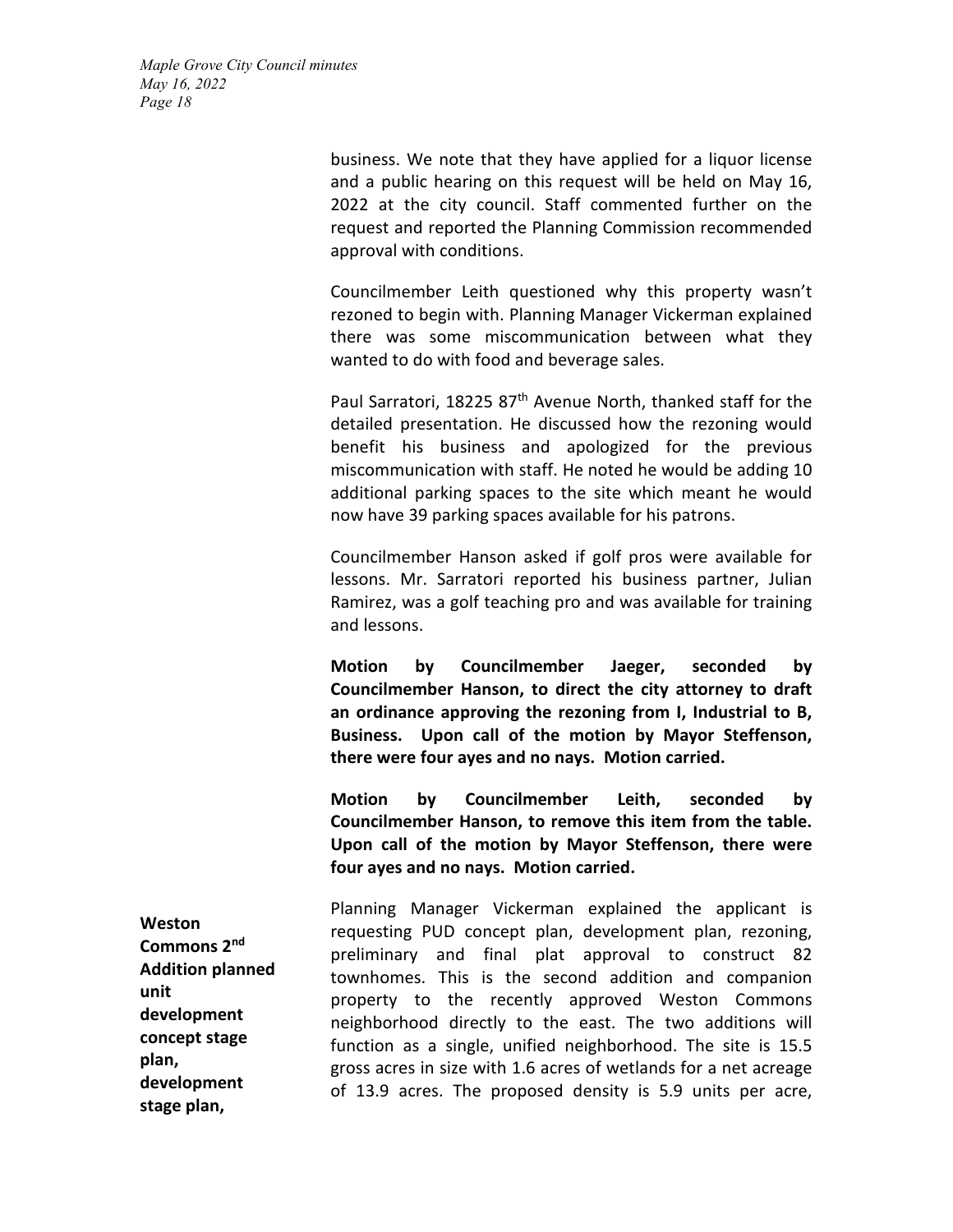business. We note that they have applied for a liquor license and a public hearing on this request will be held on May 16, 2022 at the city council. Staff commented further on the request and reported the Planning Commission recommended approval with conditions.

Councilmember Leith questioned why this property wasn't rezoned to begin with. Planning Manager Vickerman explained there was some miscommunication between what they wanted to do with food and beverage sales.

Paul Sarratori, 18225 87th Avenue North, thanked staff for the detailed presentation. He discussed how the rezoning would benefit his business and apologized for the previous miscommunication with staff. He noted he would be adding 10 additional parking spaces to the site which meant he would now have 39 parking spaces available for his patrons.

Councilmember Hanson asked if golf pros were available for lessons. Mr. Sarratori reported his business partner, Julian Ramirez, was a golf teaching pro and was available for training and lessons.

**Motion by Councilmember Jaeger, seconded by Councilmember Hanson, to direct the city attorney to draft an ordinance approving the rezoning from I, Industrial to B, Business. Upon call of the motion by Mayor Steffenson, there were four ayes and no nays. Motion carried.**

**Motion by Councilmember Leith, seconded by Councilmember Hanson, to remove this item from the table. Upon call of the motion by Mayor Steffenson, there were four ayes and no nays. Motion carried.**

**Weston Commons 2nd Addition planned unit development concept stage plan, development stage plan,**

Planning Manager Vickerman explained the applicant is requesting PUD concept plan, development plan, rezoning, preliminary and final plat approval to construct 82 townhomes. This is the second addition and companion property to the recently approved Weston Commons neighborhood directly to the east. The two additions will function as a single, unified neighborhood. The site is 15.5 gross acres in size with 1.6 acres of wetlands for a net acreage of 13.9 acres. The proposed density is 5.9 units per acre,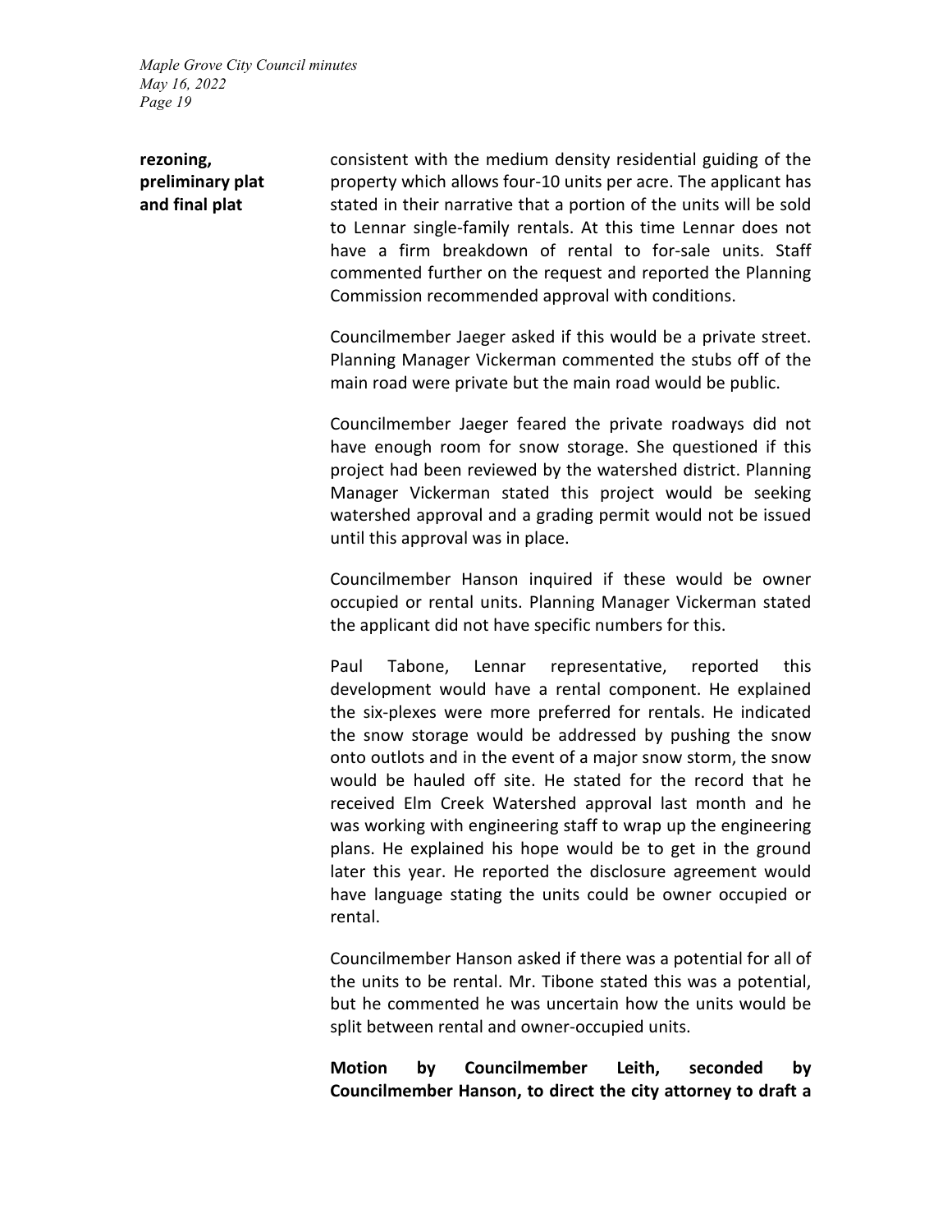**rezoning, preliminary plat and final plat**

consistent with the medium density residential guiding of the property which allows four-10 units per acre. The applicant has stated in their narrative that a portion of the units will be sold to Lennar single-family rentals. At this time Lennar does not have a firm breakdown of rental to for-sale units. Staff commented further on the request and reported the Planning Commission recommended approval with conditions.

Councilmember Jaeger asked if this would be a private street. Planning Manager Vickerman commented the stubs off of the main road were private but the main road would be public.

Councilmember Jaeger feared the private roadways did not have enough room for snow storage. She questioned if this project had been reviewed by the watershed district. Planning Manager Vickerman stated this project would be seeking watershed approval and a grading permit would not be issued until this approval was in place.

Councilmember Hanson inquired if these would be owner occupied or rental units. Planning Manager Vickerman stated the applicant did not have specific numbers for this.

Paul Tabone, Lennar representative, reported this development would have a rental component. He explained the six-plexes were more preferred for rentals. He indicated the snow storage would be addressed by pushing the snow onto outlots and in the event of a major snow storm, the snow would be hauled off site. He stated for the record that he received Elm Creek Watershed approval last month and he was working with engineering staff to wrap up the engineering plans. He explained his hope would be to get in the ground later this year. He reported the disclosure agreement would have language stating the units could be owner occupied or rental.

Councilmember Hanson asked if there was a potential for all of the units to be rental. Mr. Tibone stated this was a potential, but he commented he was uncertain how the units would be split between rental and owner-occupied units.

**Motion by Councilmember Leith, seconded by Councilmember Hanson, to direct the city attorney to draft a**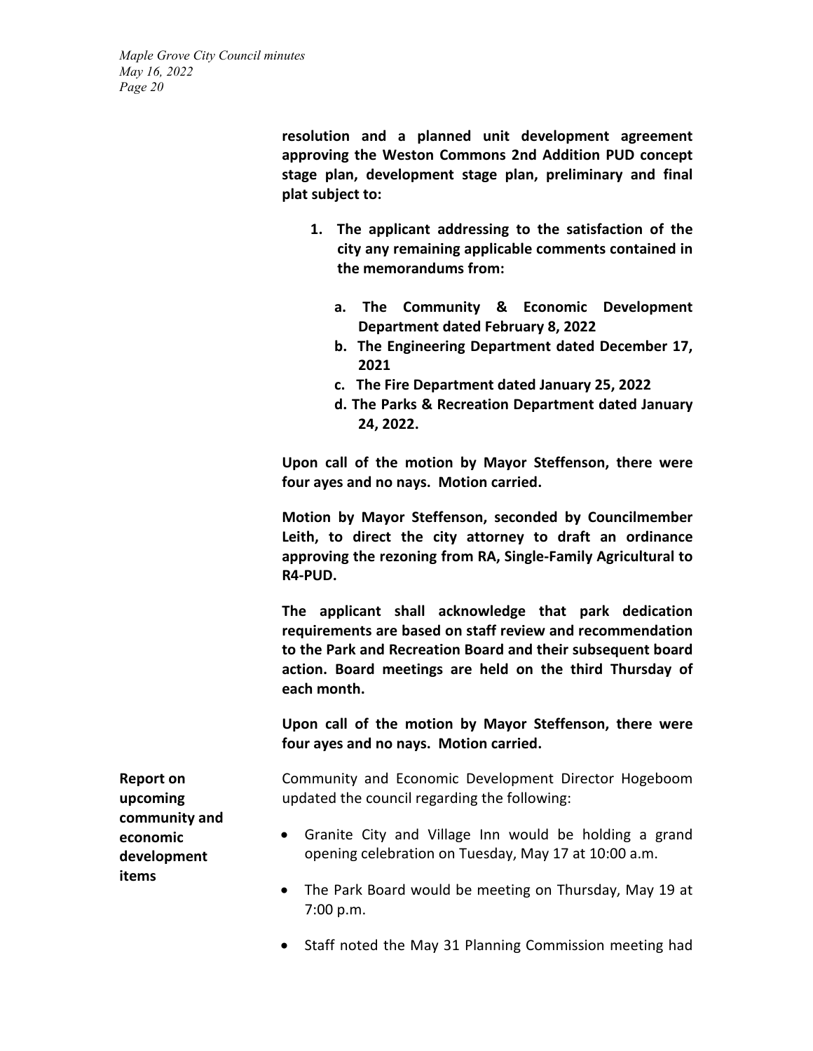**resolution and a planned unit development agreement approving the Weston Commons 2nd Addition PUD concept stage plan, development stage plan, preliminary and final plat subject to:**

1. **The applicant addressing to the satisfaction of the city any remaining applicable comments contained in the memorandums from:**

    a. **The Community & Economic Development Department dated February 8, 2022**
    b. **The Engineering Department dated December 17, 2021**
    c. **The Fire Department dated January 25, 2022**
    d. **The Parks & Recreation Department dated January 24, 2022.**

**Upon call of the motion by Mayor Steffenson, there were four ayes and no nays. Motion carried.**

**Motion by Mayor Steffenson, seconded by Councilmember Leith, to direct the city attorney to draft an ordinance approving the rezoning from RA, Single-Family Agricultural to R4-PUD.**

**The applicant shall acknowledge that park dedication requirements are based on staff review and recommendation to the Park and Recreation Board and their subsequent board action. Board meetings are held on the third Thursday of each month.**

**Upon call of the motion by Mayor Steffenson, there were four ayes and no nays. Motion carried.**

**Report on upcoming community and economic development items**

Community and Economic Development Director Hogeboom updated the council regarding the following:

- Granite City and Village Inn would be holding a grand opening celebration on Tuesday, May 17 at 10:00 a.m.

- The Park Board would be meeting on Thursday, May 19 at 7:00 p.m.

- Staff noted the May 31 Planning Commission meeting had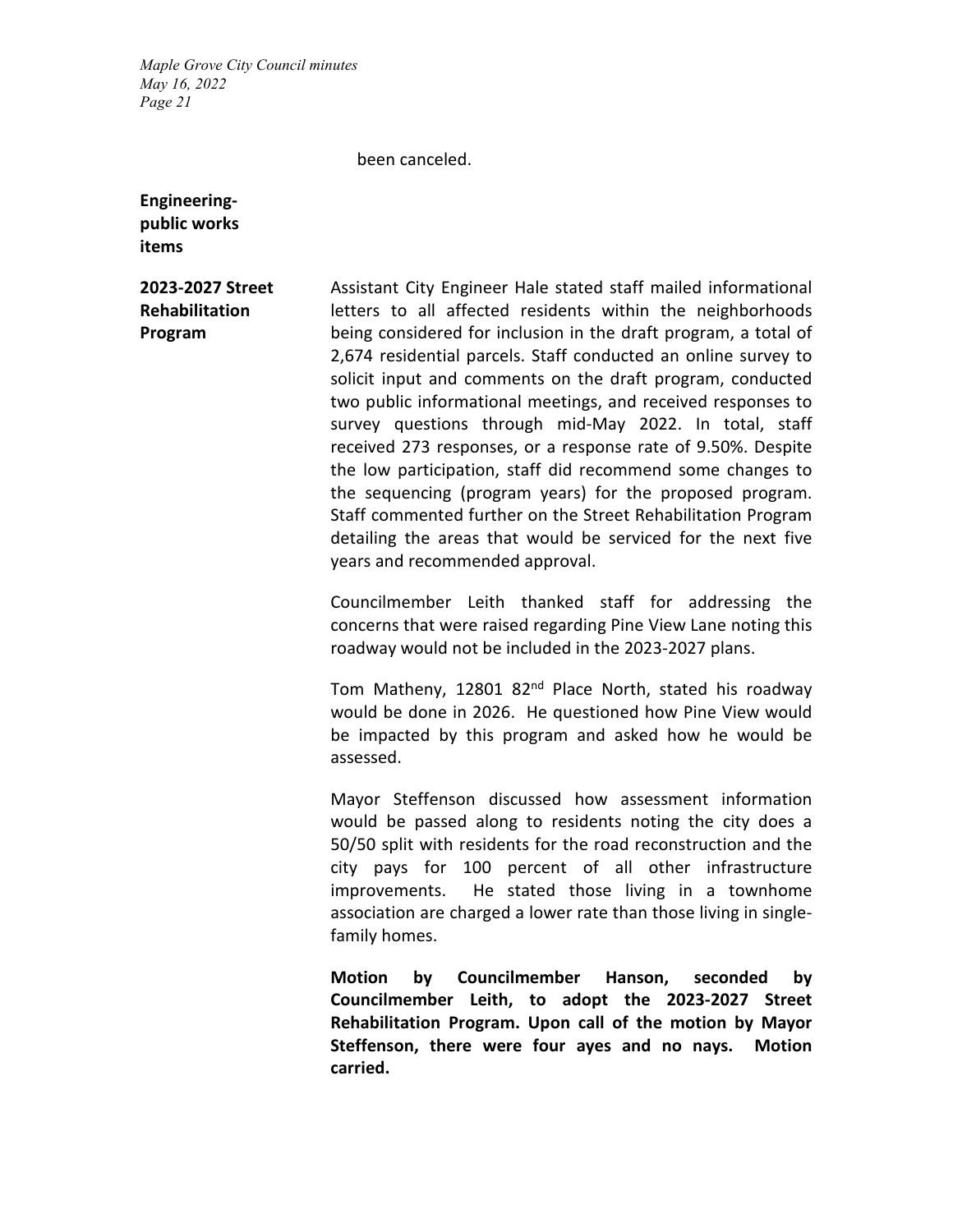been canceled.

**Engineering-public works items**

**2023-2027 Street Rehabilitation Program**

Assistant City Engineer Hale stated staff mailed informational letters to all affected residents within the neighborhoods being considered for inclusion in the draft program, a total of 2,674 residential parcels. Staff conducted an online survey to solicit input and comments on the draft program, conducted two public informational meetings, and received responses to survey questions through mid-May 2022. In total, staff received 273 responses, or a response rate of 9.50%. Despite the low participation, staff did recommend some changes to the sequencing (program years) for the proposed program. Staff commented further on the Street Rehabilitation Program detailing the areas that would be serviced for the next five years and recommended approval.

Councilmember Leith thanked staff for addressing the concerns that were raised regarding Pine View Lane noting this roadway would not be included in the 2023-2027 plans.

Tom Matheny, 12801 82nd Place North, stated his roadway would be done in 2026. He questioned how Pine View would be impacted by this program and asked how he would be assessed.

Mayor Steffenson discussed how assessment information would be passed along to residents noting the city does a 50/50 split with residents for the road reconstruction and the city pays for 100 percent of all other infrastructure improvements. He stated those living in a townhome association are charged a lower rate than those living in single-family homes.

**Motion by Councilmember Hanson, seconded by Councilmember Leith, to adopt the 2023-2027 Street Rehabilitation Program. Upon call of the motion by Mayor Steffenson, there were four ayes and no nays. Motion carried.**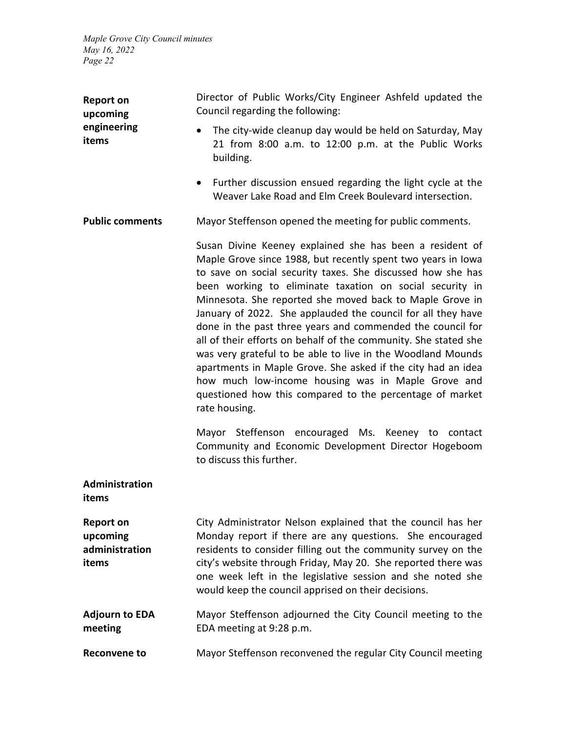**Report on upcoming engineering items**

Director of Public Works/City Engineer Ashfeld updated the Council regarding the following:

- The city-wide cleanup day would be held on Saturday, May 21 from 8:00 a.m. to 12:00 p.m. at the Public Works building.
- Further discussion ensued regarding the light cycle at the Weaver Lake Road and Elm Creek Boulevard intersection.

**Public comments**

Mayor Steffenson opened the meeting for public comments.

Susan Divine Keeney explained she has been a resident of Maple Grove since 1988, but recently spent two years in Iowa to save on social security taxes. She discussed how she has been working to eliminate taxation on social security in Minnesota. She reported she moved back to Maple Grove in January of 2022. She applauded the council for all they have done in the past three years and commended the council for all of their efforts on behalf of the community. She stated she was very grateful to be able to live in the Woodland Mounds apartments in Maple Grove. She asked if the city had an idea how much low-income housing was in Maple Grove and questioned how this compared to the percentage of market rate housing.

Mayor Steffenson encouraged Ms. Keeney to contact Community and Economic Development Director Hogeboom to discuss this further.

**Administration items**

**Report on upcoming administration items**

City Administrator Nelson explained that the council has her Monday report if there are any questions. She encouraged residents to consider filling out the community survey on the city's website through Friday, May 20. She reported there was one week left in the legislative session and she noted she would keep the council apprised on their decisions.

**Adjourn to EDA meeting**

Mayor Steffenson adjourned the City Council meeting to the EDA meeting at 9:28 p.m.

**Reconvene to**

Mayor Steffenson reconvened the regular City Council meeting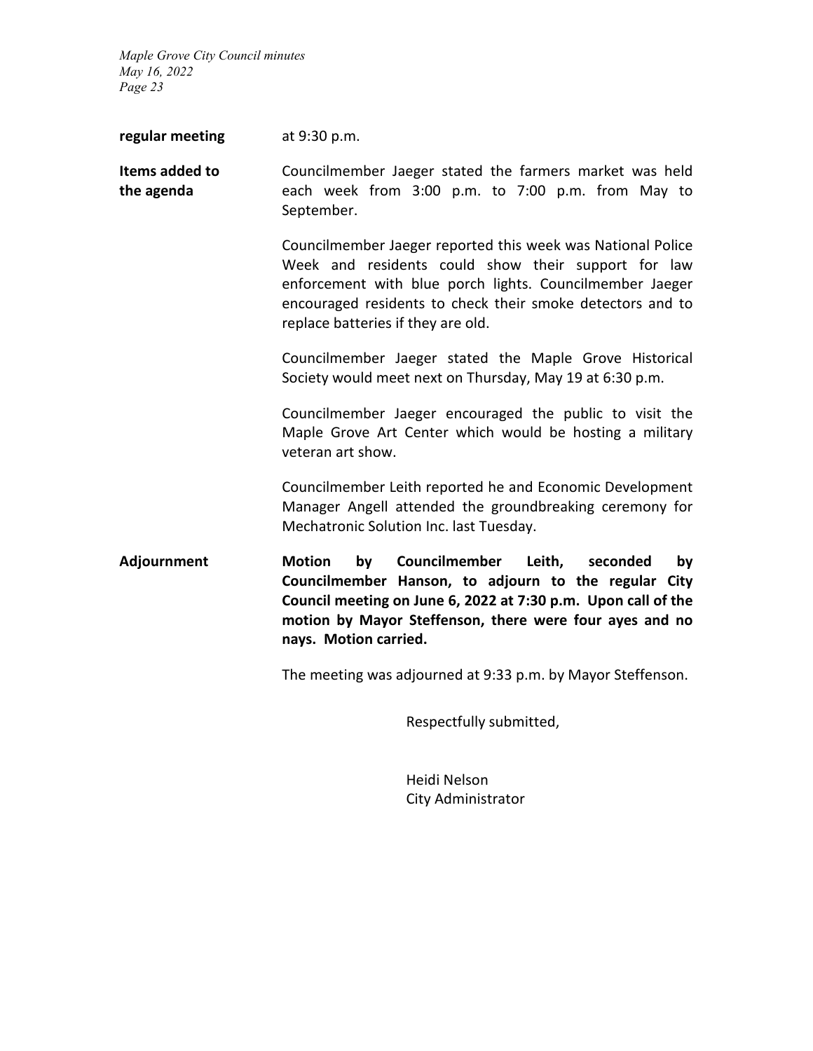**regular meeting** at 9:30 p.m.

**Items added to the agenda**

Councilmember Jaeger stated the farmers market was held each week from 3:00 p.m. to 7:00 p.m. from May to September.

Councilmember Jaeger reported this week was National Police Week and residents could show their support for law enforcement with blue porch lights. Councilmember Jaeger encouraged residents to check their smoke detectors and to replace batteries if they are old.

Councilmember Jaeger stated the Maple Grove Historical Society would meet next on Thursday, May 19 at 6:30 p.m.

Councilmember Jaeger encouraged the public to visit the Maple Grove Art Center which would be hosting a military veteran art show.

Councilmember Leith reported he and Economic Development Manager Angell attended the groundbreaking ceremony for Mechatronic Solution Inc. last Tuesday.

**Adjournment**

**Motion by Councilmember Leith, seconded by Councilmember Hanson, to adjourn to the regular City Council meeting on June 6, 2022 at 7:30 p.m. Upon call of the motion by Mayor Steffenson, there were four ayes and no nays. Motion carried.**

The meeting was adjourned at 9:33 p.m. by Mayor Steffenson.

Respectfully submitted,

Heidi Nelson
City Administrator